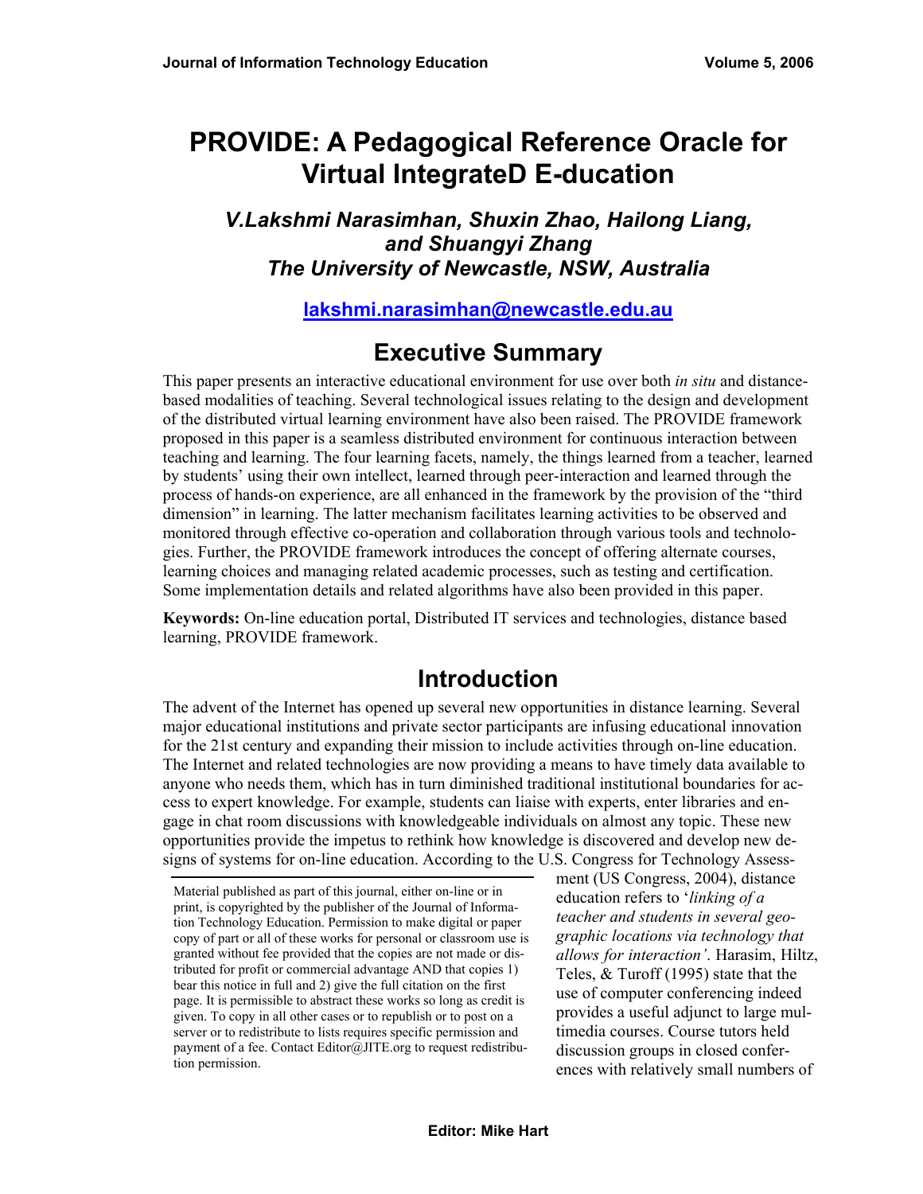# PROVIDE: A Pedagogical Reference Oracle for Virtual IntegrateD E-ducation

***V.Lakshmi Narasimhan, Shuxin Zhao, Hailong Liang, and Shuangyi Zhang***
***The University of Newcastle, NSW, Australia***

**lakshmi.narasimhan@newcastle.edu.au**

## Executive Summary

This paper presents an interactive educational environment for use over both *in situ* and distance-based modalities of teaching. Several technological issues relating to the design and development of the distributed virtual learning environment have also been raised. The PROVIDE framework proposed in this paper is a seamless distributed environment for continuous interaction between teaching and learning. The four learning facets, namely, the things learned from a teacher, learned by students' using their own intellect, learned through peer-interaction and learned through the process of hands-on experience, are all enhanced in the framework by the provision of the "third dimension" in learning. The latter mechanism facilitates learning activities to be observed and monitored through effective co-operation and collaboration through various tools and technologies. Further, the PROVIDE framework introduces the concept of offering alternate courses, learning choices and managing related academic processes, such as testing and certification. Some implementation details and related algorithms have also been provided in this paper.

**Keywords:** On-line education portal, Distributed IT services and technologies, distance based learning, PROVIDE framework.

## Introduction

The advent of the Internet has opened up several new opportunities in distance learning. Several major educational institutions and private sector participants are infusing educational innovation for the 21st century and expanding their mission to include activities through on-line education. The Internet and related technologies are now providing a means to have timely data available to anyone who needs them, which has in turn diminished traditional institutional boundaries for access to expert knowledge. For example, students can liaise with experts, enter libraries and engage in chat room discussions with knowledgeable individuals on almost any topic. These new opportunities provide the impetus to rethink how knowledge is discovered and develop new designs of systems for on-line education. According to the U.S. Congress for Technology Assessment (US Congress, 2004), distance education refers to '*linking of a teacher and students in several geographic locations via technology that allows for interaction'*. Harasim, Hiltz, Teles, & Turoff (1995) state that the use of computer conferencing indeed provides a useful adjunct to large multimedia courses. Course tutors held discussion groups in closed conferences with relatively small numbers of

Material published as part of this journal, either on-line or in print, is copyrighted by the publisher of the Journal of Information Technology Education. Permission to make digital or paper copy of part or all of these works for personal or classroom use is granted without fee provided that the copies are not made or distributed for profit or commercial advantage AND that copies 1) bear this notice in full and 2) give the full citation on the first page. It is permissible to abstract these works so long as credit is given. To copy in all other cases or to republish or to post on a server or to redistribute to lists requires specific permission and payment of a fee. Contact Editor@JITE.org to request redistribution permission.

**Editor: Mike Hart**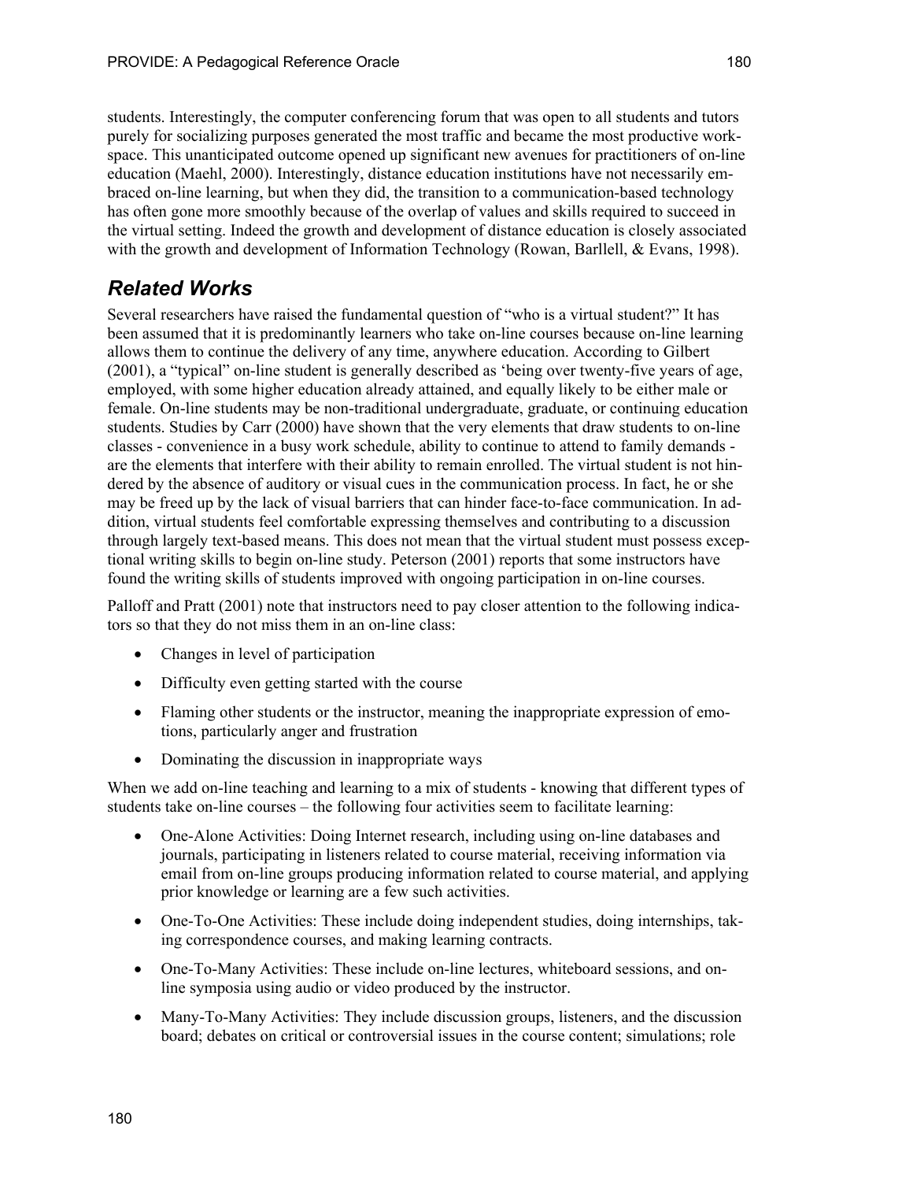students. Interestingly, the computer conferencing forum that was open to all students and tutors purely for socializing purposes generated the most traffic and became the most productive workspace. This unanticipated outcome opened up significant new avenues for practitioners of on-line education (Maehl, 2000). Interestingly, distance education institutions have not necessarily embraced on-line learning, but when they did, the transition to a communication-based technology has often gone more smoothly because of the overlap of values and skills required to succeed in the virtual setting. Indeed the growth and development of distance education is closely associated with the growth and development of Information Technology (Rowan, Barllell, & Evans, 1998).

## *Related Works*

Several researchers have raised the fundamental question of "who is a virtual student?" It has been assumed that it is predominantly learners who take on-line courses because on-line learning allows them to continue the delivery of any time, anywhere education. According to Gilbert (2001), a "typical" on-line student is generally described as 'being over twenty-five years of age, employed, with some higher education already attained, and equally likely to be either male or female. On-line students may be non-traditional undergraduate, graduate, or continuing education students. Studies by Carr (2000) have shown that the very elements that draw students to on-line classes - convenience in a busy work schedule, ability to continue to attend to family demands - are the elements that interfere with their ability to remain enrolled. The virtual student is not hindered by the absence of auditory or visual cues in the communication process. In fact, he or she may be freed up by the lack of visual barriers that can hinder face-to-face communication. In addition, virtual students feel comfortable expressing themselves and contributing to a discussion through largely text-based means. This does not mean that the virtual student must possess exceptional writing skills to begin on-line study. Peterson (2001) reports that some instructors have found the writing skills of students improved with ongoing participation in on-line courses.

Palloff and Pratt (2001) note that instructors need to pay closer attention to the following indicators so that they do not miss them in an on-line class:

- Changes in level of participation
- Difficulty even getting started with the course
- Flaming other students or the instructor, meaning the inappropriate expression of emotions, particularly anger and frustration
- Dominating the discussion in inappropriate ways

When we add on-line teaching and learning to a mix of students - knowing that different types of students take on-line courses – the following four activities seem to facilitate learning:

- One-Alone Activities: Doing Internet research, including using on-line databases and journals, participating in listeners related to course material, receiving information via email from on-line groups producing information related to course material, and applying prior knowledge or learning are a few such activities.
- One-To-One Activities: These include doing independent studies, doing internships, taking correspondence courses, and making learning contracts.
- One-To-Many Activities: These include on-line lectures, whiteboard sessions, and on-line symposia using audio or video produced by the instructor.
- Many-To-Many Activities: They include discussion groups, listeners, and the discussion board; debates on critical or controversial issues in the course content; simulations; role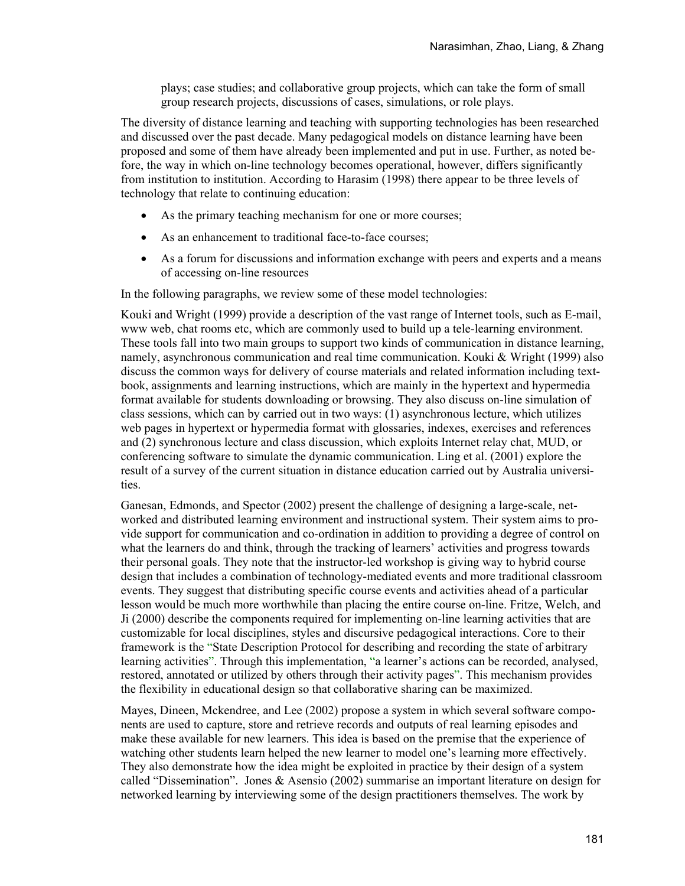plays; case studies; and collaborative group projects, which can take the form of small group research projects, discussions of cases, simulations, or role plays.

The diversity of distance learning and teaching with supporting technologies has been researched and discussed over the past decade. Many pedagogical models on distance learning have been proposed and some of them have already been implemented and put in use. Further, as noted before, the way in which on-line technology becomes operational, however, differs significantly from institution to institution. According to Harasim (1998) there appear to be three levels of technology that relate to continuing education:

- As the primary teaching mechanism for one or more courses;
- As an enhancement to traditional face-to-face courses;
- As a forum for discussions and information exchange with peers and experts and a means of accessing on-line resources

In the following paragraphs, we review some of these model technologies:

Kouki and Wright (1999) provide a description of the vast range of Internet tools, such as E-mail, www web, chat rooms etc, which are commonly used to build up a tele-learning environment. These tools fall into two main groups to support two kinds of communication in distance learning, namely, asynchronous communication and real time communication. Kouki & Wright (1999) also discuss the common ways for delivery of course materials and related information including textbook, assignments and learning instructions, which are mainly in the hypertext and hypermedia format available for students downloading or browsing. They also discuss on-line simulation of class sessions, which can by carried out in two ways: (1) asynchronous lecture, which utilizes web pages in hypertext or hypermedia format with glossaries, indexes, exercises and references and (2) synchronous lecture and class discussion, which exploits Internet relay chat, MUD, or conferencing software to simulate the dynamic communication. Ling et al. (2001) explore the result of a survey of the current situation in distance education carried out by Australia universities.

Ganesan, Edmonds, and Spector (2002) present the challenge of designing a large-scale, networked and distributed learning environment and instructional system. Their system aims to provide support for communication and co-ordination in addition to providing a degree of control on what the learners do and think, through the tracking of learners' activities and progress towards their personal goals. They note that the instructor-led workshop is giving way to hybrid course design that includes a combination of technology-mediated events and more traditional classroom events. They suggest that distributing specific course events and activities ahead of a particular lesson would be much more worthwhile than placing the entire course on-line. Fritze, Welch, and Ji (2000) describe the components required for implementing on-line learning activities that are customizable for local disciplines, styles and discursive pedagogical interactions. Core to their framework is the "State Description Protocol for describing and recording the state of arbitrary learning activities". Through this implementation, "a learner's actions can be recorded, analysed, restored, annotated or utilized by others through their activity pages". This mechanism provides the flexibility in educational design so that collaborative sharing can be maximized.

Mayes, Dineen, Mckendree, and Lee (2002) propose a system in which several software components are used to capture, store and retrieve records and outputs of real learning episodes and make these available for new learners. This idea is based on the premise that the experience of watching other students learn helped the new learner to model one's learning more effectively. They also demonstrate how the idea might be exploited in practice by their design of a system called "Dissemination". Jones & Asensio (2002) summarise an important literature on design for networked learning by interviewing some of the design practitioners themselves. The work by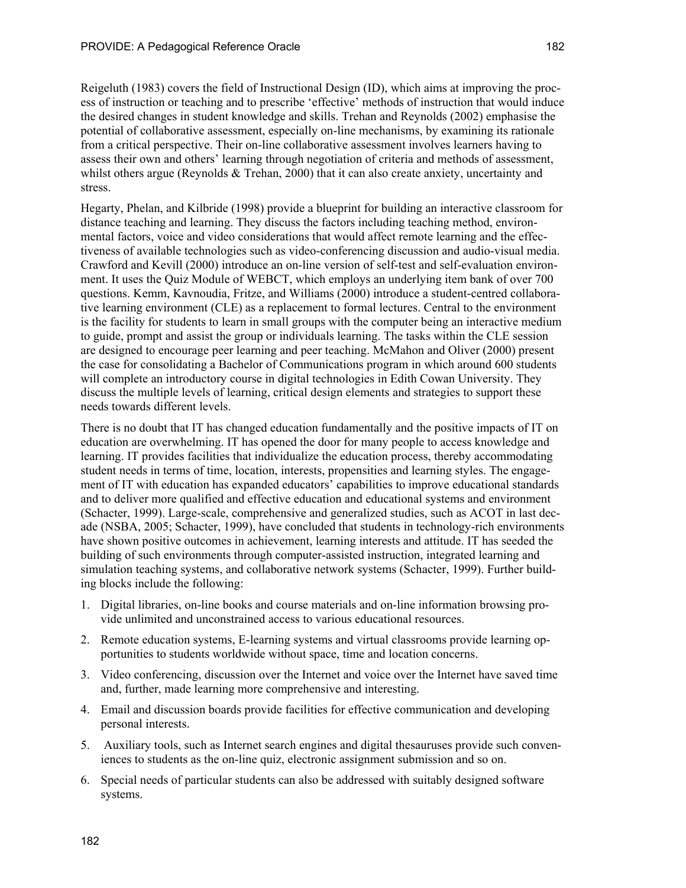Reigeluth (1983) covers the field of Instructional Design (ID), which aims at improving the process of instruction or teaching and to prescribe 'effective' methods of instruction that would induce the desired changes in student knowledge and skills. Trehan and Reynolds (2002) emphasise the potential of collaborative assessment, especially on-line mechanisms, by examining its rationale from a critical perspective. Their on-line collaborative assessment involves learners having to assess their own and others' learning through negotiation of criteria and methods of assessment, whilst others argue (Reynolds & Trehan, 2000) that it can also create anxiety, uncertainty and stress.

Hegarty, Phelan, and Kilbride (1998) provide a blueprint for building an interactive classroom for distance teaching and learning. They discuss the factors including teaching method, environmental factors, voice and video considerations that would affect remote learning and the effectiveness of available technologies such as video-conferencing discussion and audio-visual media. Crawford and Kevill (2000) introduce an on-line version of self-test and self-evaluation environment. It uses the Quiz Module of WEBCT, which employs an underlying item bank of over 700 questions. Kemm, Kavnoudia, Fritze, and Williams (2000) introduce a student-centred collaborative learning environment (CLE) as a replacement to formal lectures. Central to the environment is the facility for students to learn in small groups with the computer being an interactive medium to guide, prompt and assist the group or individuals learning. The tasks within the CLE session are designed to encourage peer learning and peer teaching. McMahon and Oliver (2000) present the case for consolidating a Bachelor of Communications program in which around 600 students will complete an introductory course in digital technologies in Edith Cowan University. They discuss the multiple levels of learning, critical design elements and strategies to support these needs towards different levels.

There is no doubt that IT has changed education fundamentally and the positive impacts of IT on education are overwhelming. IT has opened the door for many people to access knowledge and learning. IT provides facilities that individualize the education process, thereby accommodating student needs in terms of time, location, interests, propensities and learning styles. The engagement of IT with education has expanded educators' capabilities to improve educational standards and to deliver more qualified and effective education and educational systems and environment (Schacter, 1999). Large-scale, comprehensive and generalized studies, such as ACOT in last decade (NSBA, 2005; Schacter, 1999), have concluded that students in technology-rich environments have shown positive outcomes in achievement, learning interests and attitude. IT has seeded the building of such environments through computer-assisted instruction, integrated learning and simulation teaching systems, and collaborative network systems (Schacter, 1999). Further building blocks include the following:

1. Digital libraries, on-line books and course materials and on-line information browsing provide unlimited and unconstrained access to various educational resources.
2. Remote education systems, E-learning systems and virtual classrooms provide learning opportunities to students worldwide without space, time and location concerns.
3. Video conferencing, discussion over the Internet and voice over the Internet have saved time and, further, made learning more comprehensive and interesting.
4. Email and discussion boards provide facilities for effective communication and developing personal interests.
5. Auxiliary tools, such as Internet search engines and digital thesauruses provide such conveniences to students as the on-line quiz, electronic assignment submission and so on.
6. Special needs of particular students can also be addressed with suitably designed software systems.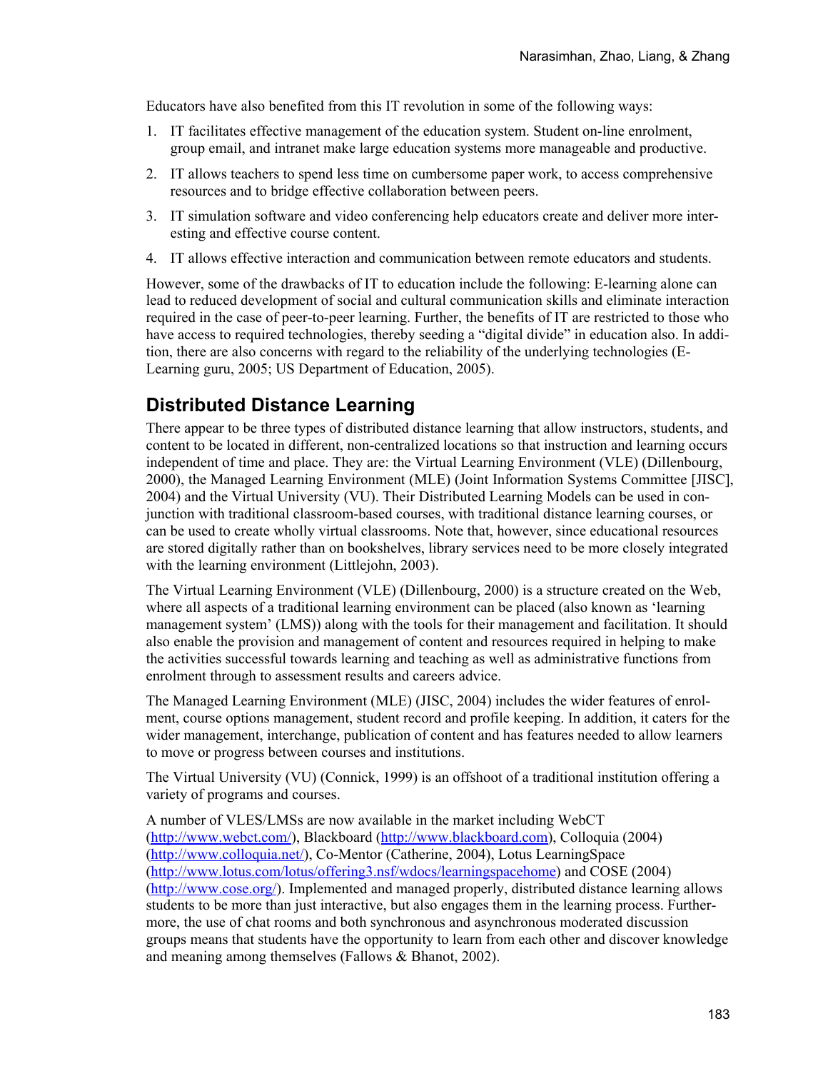Educators have also benefited from this IT revolution in some of the following ways:

1. IT facilitates effective management of the education system. Student on-line enrolment, group email, and intranet make large education systems more manageable and productive.
2. IT allows teachers to spend less time on cumbersome paper work, to access comprehensive resources and to bridge effective collaboration between peers.
3. IT simulation software and video conferencing help educators create and deliver more interesting and effective course content.
4. IT allows effective interaction and communication between remote educators and students.

However, some of the drawbacks of IT to education include the following: E-learning alone can lead to reduced development of social and cultural communication skills and eliminate interaction required in the case of peer-to-peer learning. Further, the benefits of IT are restricted to those who have access to required technologies, thereby seeding a "digital divide" in education also. In addition, there are also concerns with regard to the reliability of the underlying technologies (E-Learning guru, 2005; US Department of Education, 2005).

## Distributed Distance Learning

There appear to be three types of distributed distance learning that allow instructors, students, and content to be located in different, non-centralized locations so that instruction and learning occurs independent of time and place. They are: the Virtual Learning Environment (VLE) (Dillenbourg, 2000), the Managed Learning Environment (MLE) (Joint Information Systems Committee [JISC], 2004) and the Virtual University (VU). Their Distributed Learning Models can be used in conjunction with traditional classroom-based courses, with traditional distance learning courses, or can be used to create wholly virtual classrooms. Note that, however, since educational resources are stored digitally rather than on bookshelves, library services need to be more closely integrated with the learning environment (Littlejohn, 2003).

The Virtual Learning Environment (VLE) (Dillenbourg, 2000) is a structure created on the Web, where all aspects of a traditional learning environment can be placed (also known as 'learning management system' (LMS)) along with the tools for their management and facilitation. It should also enable the provision and management of content and resources required in helping to make the activities successful towards learning and teaching as well as administrative functions from enrolment through to assessment results and careers advice.

The Managed Learning Environment (MLE) (JISC, 2004) includes the wider features of enrolment, course options management, student record and profile keeping. In addition, it caters for the wider management, interchange, publication of content and has features needed to allow learners to move or progress between courses and institutions.

The Virtual University (VU) (Connick, 1999) is an offshoot of a traditional institution offering a variety of programs and courses.

A number of VLES/LMSs are now available in the market including WebCT (http://www.webct.com/), Blackboard (http://www.blackboard.com), Colloquia (2004) (http://www.colloquia.net/), Co-Mentor (Catherine, 2004), Lotus LearningSpace (http://www.lotus.com/lotus/offering3.nsf/wdocs/learningspacehome) and COSE (2004) (http://www.cose.org/). Implemented and managed properly, distributed distance learning allows students to be more than just interactive, but also engages them in the learning process. Furthermore, the use of chat rooms and both synchronous and asynchronous moderated discussion groups means that students have the opportunity to learn from each other and discover knowledge and meaning among themselves (Fallows & Bhanot, 2002).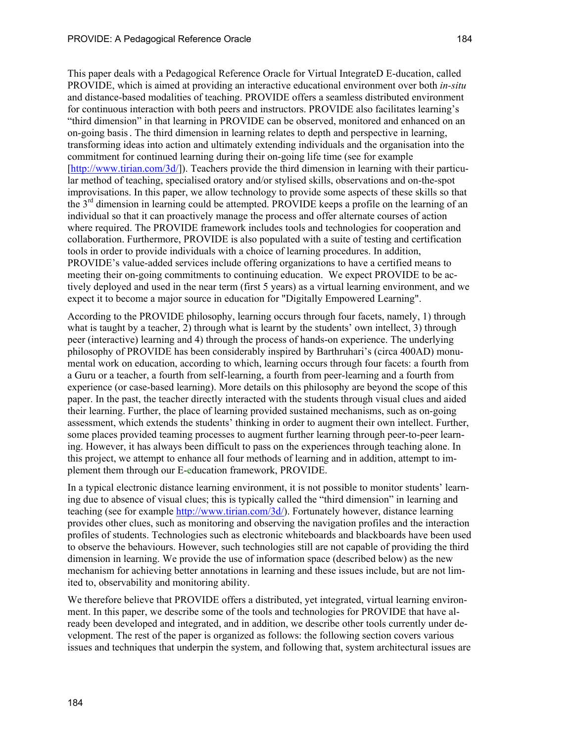This paper deals with a Pedagogical Reference Oracle for Virtual IntegrateD E-ducation, called PROVIDE, which is aimed at providing an interactive educational environment over both *in-situ* and distance-based modalities of teaching. PROVIDE offers a seamless distributed environment for continuous interaction with both peers and instructors. PROVIDE also facilitates learning's "third dimension" in that learning in PROVIDE can be observed, monitored and enhanced on an on-going basis. The third dimension in learning relates to depth and perspective in learning, transforming ideas into action and ultimately extending individuals and the organisation into the commitment for continued learning during their on-going life time (see for example [http://www.tirian.com/3d/]). Teachers provide the third dimension in learning with their particular method of teaching, specialised oratory and/or stylised skills, observations and on-the-spot improvisations. In this paper, we allow technology to provide some aspects of these skills so that the 3rd dimension in learning could be attempted. PROVIDE keeps a profile on the learning of an individual so that it can proactively manage the process and offer alternate courses of action where required. The PROVIDE framework includes tools and technologies for cooperation and collaboration. Furthermore, PROVIDE is also populated with a suite of testing and certification tools in order to provide individuals with a choice of learning procedures. In addition, PROVIDE's value-added services include offering organizations to have a certified means to meeting their on-going commitments to continuing education. We expect PROVIDE to be actively deployed and used in the near term (first 5 years) as a virtual learning environment, and we expect it to become a major source in education for "Digitally Empowered Learning".

According to the PROVIDE philosophy, learning occurs through four facets, namely, 1) through what is taught by a teacher, 2) through what is learnt by the students' own intellect, 3) through peer (interactive) learning and 4) through the process of hands-on experience. The underlying philosophy of PROVIDE has been considerably inspired by Barthruhari's (circa 400AD) monumental work on education, according to which, learning occurs through four facets: a fourth from a Guru or a teacher, a fourth from self-learning, a fourth from peer-learning and a fourth from experience (or case-based learning). More details on this philosophy are beyond the scope of this paper. In the past, the teacher directly interacted with the students through visual clues and aided their learning. Further, the place of learning provided sustained mechanisms, such as on-going assessment, which extends the students' thinking in order to augment their own intellect. Further, some places provided teaming processes to augment further learning through peer-to-peer learning. However, it has always been difficult to pass on the experiences through teaching alone. In this project, we attempt to enhance all four methods of learning and in addition, attempt to implement them through our E-education framework, PROVIDE.

In a typical electronic distance learning environment, it is not possible to monitor students' learning due to absence of visual clues; this is typically called the "third dimension" in learning and teaching (see for example http://www.tirian.com/3d/). Fortunately however, distance learning provides other clues, such as monitoring and observing the navigation profiles and the interaction profiles of students. Technologies such as electronic whiteboards and blackboards have been used to observe the behaviours. However, such technologies still are not capable of providing the third dimension in learning. We provide the use of information space (described below) as the new mechanism for achieving better annotations in learning and these issues include, but are not limited to, observability and monitoring ability.

We therefore believe that PROVIDE offers a distributed, yet integrated, virtual learning environment. In this paper, we describe some of the tools and technologies for PROVIDE that have already been developed and integrated, and in addition, we describe other tools currently under development. The rest of the paper is organized as follows: the following section covers various issues and techniques that underpin the system, and following that, system architectural issues are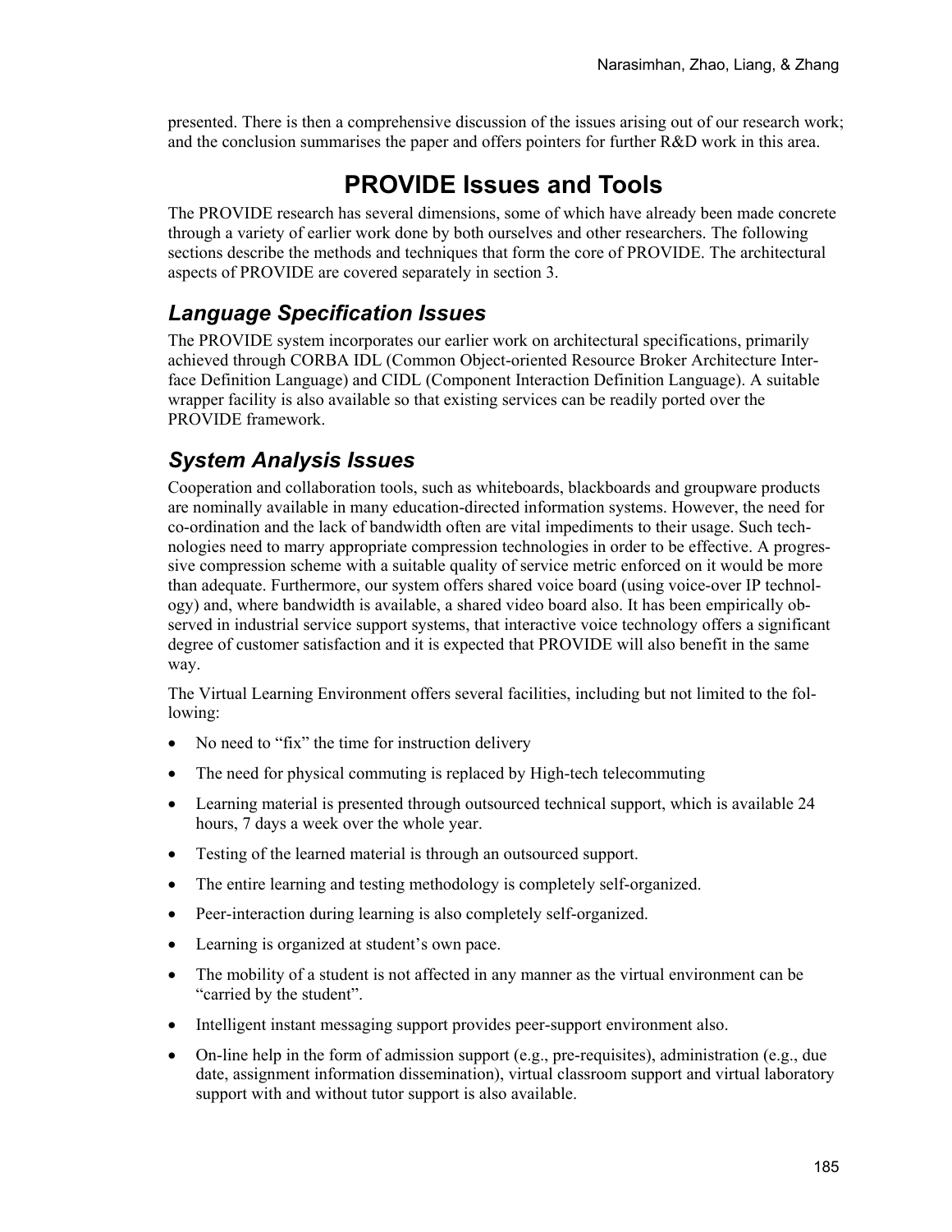presented. There is then a comprehensive discussion of the issues arising out of our research work; and the conclusion summarises the paper and offers pointers for further R&D work in this area.

# PROVIDE Issues and Tools

The PROVIDE research has several dimensions, some of which have already been made concrete through a variety of earlier work done by both ourselves and other researchers. The following sections describe the methods and techniques that form the core of PROVIDE. The architectural aspects of PROVIDE are covered separately in section 3.

## *Language Specification Issues*

The PROVIDE system incorporates our earlier work on architectural specifications, primarily achieved through CORBA IDL (Common Object-oriented Resource Broker Architecture Interface Definition Language) and CIDL (Component Interaction Definition Language). A suitable wrapper facility is also available so that existing services can be readily ported over the PROVIDE framework.

## *System Analysis Issues*

Cooperation and collaboration tools, such as whiteboards, blackboards and groupware products are nominally available in many education-directed information systems. However, the need for co-ordination and the lack of bandwidth often are vital impediments to their usage. Such technologies need to marry appropriate compression technologies in order to be effective. A progressive compression scheme with a suitable quality of service metric enforced on it would be more than adequate. Furthermore, our system offers shared voice board (using voice-over IP technology) and, where bandwidth is available, a shared video board also. It has been empirically observed in industrial service support systems, that interactive voice technology offers a significant degree of customer satisfaction and it is expected that PROVIDE will also benefit in the same way.

The Virtual Learning Environment offers several facilities, including but not limited to the following:

- No need to "fix" the time for instruction delivery
- The need for physical commuting is replaced by High-tech telecommuting
- Learning material is presented through outsourced technical support, which is available 24 hours, 7 days a week over the whole year.
- Testing of the learned material is through an outsourced support.
- The entire learning and testing methodology is completely self-organized.
- Peer-interaction during learning is also completely self-organized.
- Learning is organized at student's own pace.
- The mobility of a student is not affected in any manner as the virtual environment can be "carried by the student".
- Intelligent instant messaging support provides peer-support environment also.
- On-line help in the form of admission support (e.g., pre-requisites), administration (e.g., due date, assignment information dissemination), virtual classroom support and virtual laboratory support with and without tutor support is also available.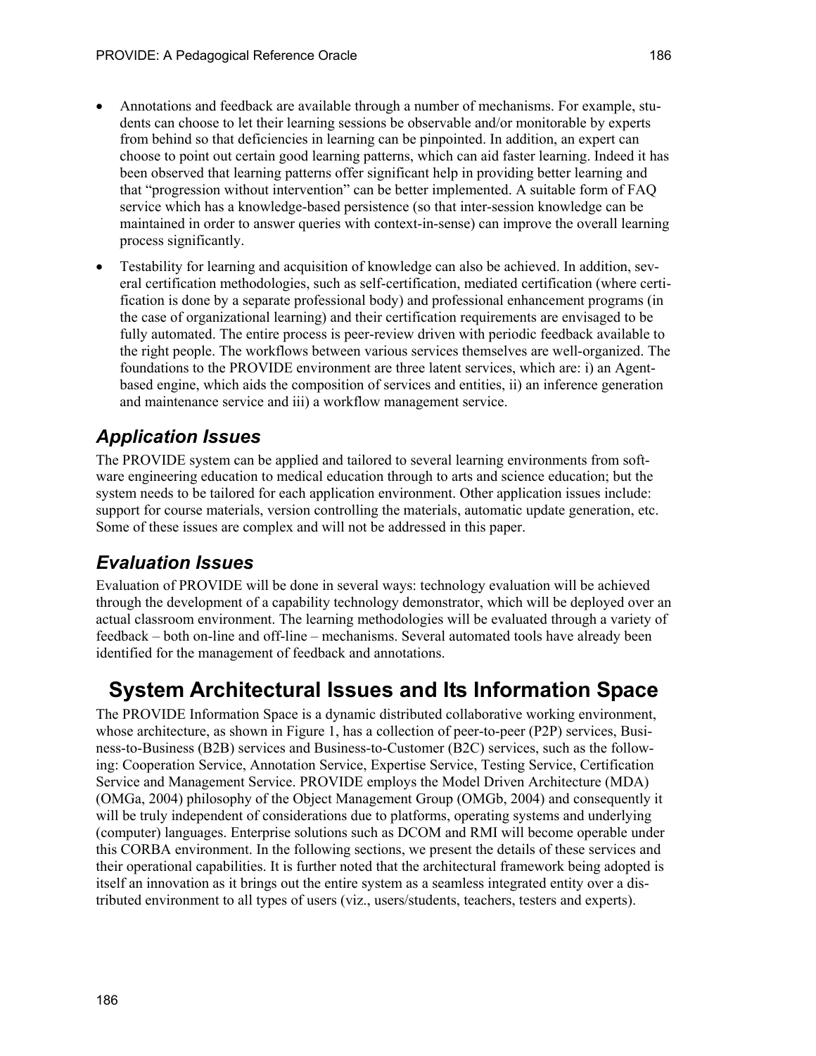- Annotations and feedback are available through a number of mechanisms. For example, students can choose to let their learning sessions be observable and/or monitorable by experts from behind so that deficiencies in learning can be pinpointed. In addition, an expert can choose to point out certain good learning patterns, which can aid faster learning. Indeed it has been observed that learning patterns offer significant help in providing better learning and that "progression without intervention" can be better implemented. A suitable form of FAQ service which has a knowledge-based persistence (so that inter-session knowledge can be maintained in order to answer queries with context-in-sense) can improve the overall learning process significantly.
- Testability for learning and acquisition of knowledge can also be achieved. In addition, several certification methodologies, such as self-certification, mediated certification (where certification is done by a separate professional body) and professional enhancement programs (in the case of organizational learning) and their certification requirements are envisaged to be fully automated. The entire process is peer-review driven with periodic feedback available to the right people. The workflows between various services themselves are well-organized. The foundations to the PROVIDE environment are three latent services, which are: i) an Agent-based engine, which aids the composition of services and entities, ii) an inference generation and maintenance service and iii) a workflow management service.

### *Application Issues*

The PROVIDE system can be applied and tailored to several learning environments from software engineering education to medical education through to arts and science education; but the system needs to be tailored for each application environment. Other application issues include: support for course materials, version controlling the materials, automatic update generation, etc. Some of these issues are complex and will not be addressed in this paper.

### *Evaluation Issues*

Evaluation of PROVIDE will be done in several ways: technology evaluation will be achieved through the development of a capability technology demonstrator, which will be deployed over an actual classroom environment. The learning methodologies will be evaluated through a variety of feedback – both on-line and off-line – mechanisms. Several automated tools have already been identified for the management of feedback and annotations.

## System Architectural Issues and Its Information Space

The PROVIDE Information Space is a dynamic distributed collaborative working environment, whose architecture, as shown in Figure 1, has a collection of peer-to-peer (P2P) services, Business-to-Business (B2B) services and Business-to-Customer (B2C) services, such as the following: Cooperation Service, Annotation Service, Expertise Service, Testing Service, Certification Service and Management Service. PROVIDE employs the Model Driven Architecture (MDA) (OMGa, 2004) philosophy of the Object Management Group (OMGb, 2004) and consequently it will be truly independent of considerations due to platforms, operating systems and underlying (computer) languages. Enterprise solutions such as DCOM and RMI will become operable under this CORBA environment. In the following sections, we present the details of these services and their operational capabilities. It is further noted that the architectural framework being adopted is itself an innovation as it brings out the entire system as a seamless integrated entity over a distributed environment to all types of users (viz., users/students, teachers, testers and experts).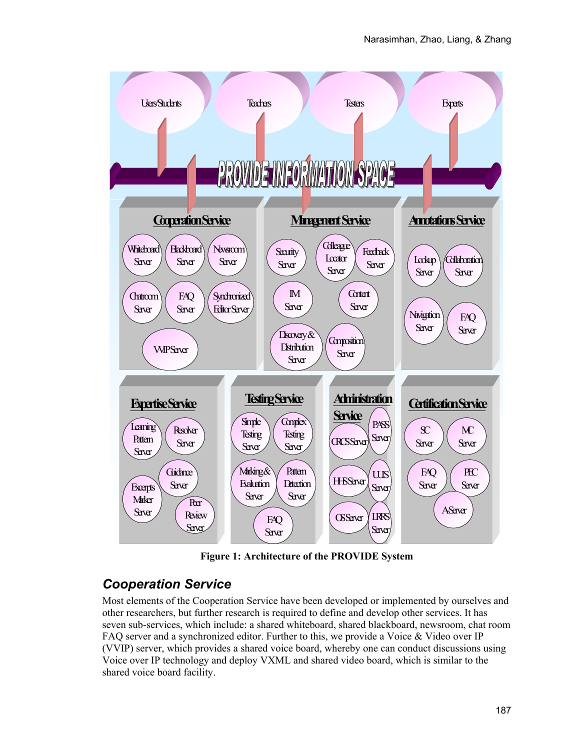Users/Students

Teachers

Testers

Experts

PROVIDE INFORMATION SPACE

Cooperation Service

Whiteboard Server

Blackboard Server

Newsroom Server

Chatroom Server

FAQ Server

Synchronized Editor Server

VVIP Server

Management Service

Security Server

Colleague Locator Server

Feedback Server

IM Server

Content Server

Discovery & Distribution Server

Composition Server

Annotations Service

Lookup Server

Collaboration Server

Navigation Server

FAQ Server

Expertise Service

Learning Pattern Server

Resolver Server

Guidance Server

Excerpts Marker Server

Peer Review Server

Testing Service

Simple Testing Server

Complex Testing Server

Marking & Evaluation Server

Pattern Detection Server

FAQ Server

Administration Service

CRCS Server

PASS Server

HHS Server

UUS Server

OS Server

LRRS Server

Certification Service

SC Server

MC Server

FAQ Server

PEC Server

A Server

**Figure 1: Architecture of the PROVIDE System**

## *Cooperation Service*

Most elements of the Cooperation Service have been developed or implemented by ourselves and other researchers, but further research is required to define and develop other services. It has seven sub-services, which include: a shared whiteboard, shared blackboard, newsroom, chat room FAQ server and a synchronized editor. Further to this, we provide a Voice & Video over IP (VVIP) server, which provides a shared voice board, whereby one can conduct discussions using Voice over IP technology and deploy VXML and shared video board, which is similar to the shared voice board facility.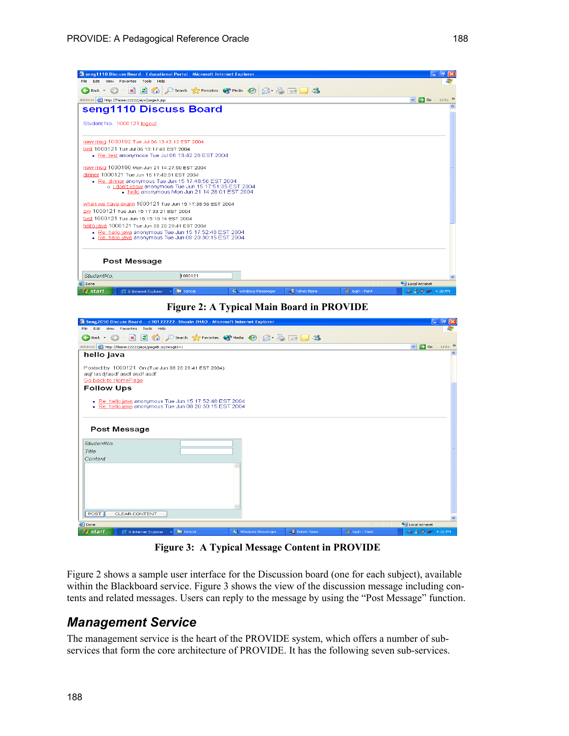Figure 2: A Typical Main Board in PROVIDE

Figure 3: A Typical Message Content in PROVIDE

Figure 2 shows a sample user interface for the Discussion board (one for each subject), available within the Blackboard service. Figure 3 shows the view of the discussion message including contents and related messages. Users can reply to the message by using the "Post Message" function.

## *Management Service*

The management service is the heart of the PROVIDE system, which offers a number of sub-services that form the core architecture of PROVIDE. It has the following seven sub-services.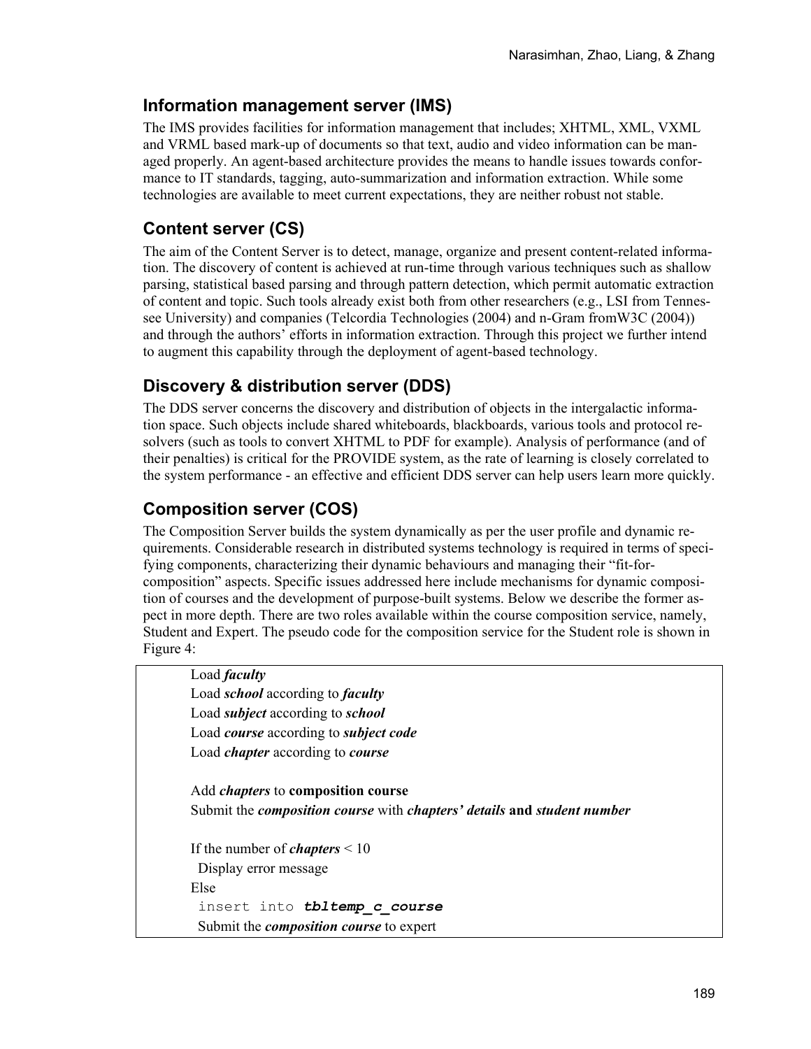## Information management server (IMS)

The IMS provides facilities for information management that includes; XHTML, XML, VXML and VRML based mark-up of documents so that text, audio and video information can be managed properly. An agent-based architecture provides the means to handle issues towards conformance to IT standards, tagging, auto-summarization and information extraction. While some technologies are available to meet current expectations, they are neither robust not stable.

## Content server (CS)

The aim of the Content Server is to detect, manage, organize and present content-related information. The discovery of content is achieved at run-time through various techniques such as shallow parsing, statistical based parsing and through pattern detection, which permit automatic extraction of content and topic. Such tools already exist both from other researchers (e.g., LSI from Tennessee University) and companies (Telcordia Technologies (2004) and n-Gram fromW3C (2004)) and through the authors' efforts in information extraction. Through this project we further intend to augment this capability through the deployment of agent-based technology.

## Discovery & distribution server (DDS)

The DDS server concerns the discovery and distribution of objects in the intergalactic information space. Such objects include shared whiteboards, blackboards, various tools and protocol resolvers (such as tools to convert XHTML to PDF for example). Analysis of performance (and of their penalties) is critical for the PROVIDE system, as the rate of learning is closely correlated to the system performance - an effective and efficient DDS server can help users learn more quickly.

## Composition server (COS)

The Composition Server builds the system dynamically as per the user profile and dynamic requirements. Considerable research in distributed systems technology is required in terms of specifying components, characterizing their dynamic behaviours and managing their "fit-for-composition" aspects. Specific issues addressed here include mechanisms for dynamic composition of courses and the development of purpose-built systems. Below we describe the former aspect in more depth. There are two roles available within the course composition service, namely, Student and Expert. The pseudo code for the composition service for the Student role is shown in Figure 4:

```
Load faculty
Load school according to faculty
Load subject according to school
Load course according to subject code
Load chapter according to course

Add chapters to composition course
Submit the composition course with chapters' details and student number

If the number of chapters < 10
  Display error message
Else
  insert into tbltemp_c_course
  Submit the composition course to expert
```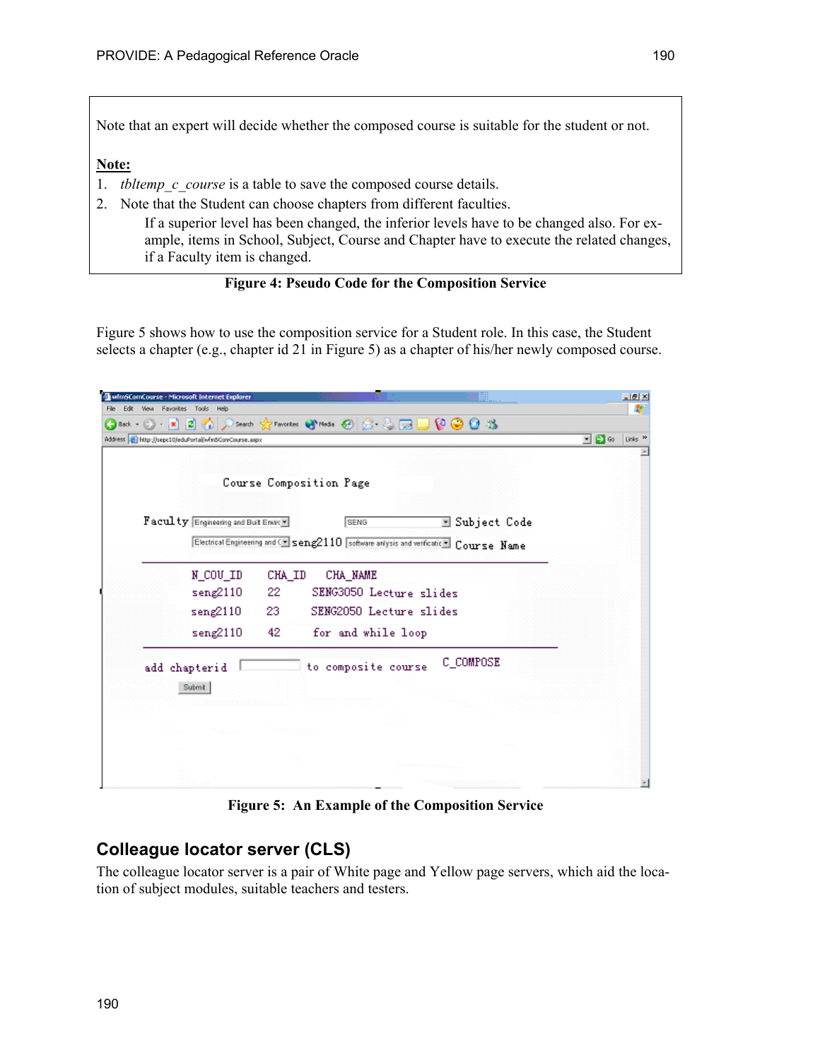Note that an expert will decide whether the composed course is suitable for the student or not.

**Note:**

1. *tbltemp_c_course* is a table to save the composed course details.
2. Note that the Student can choose chapters from different faculties.

   If a superior level has been changed, the inferior levels have to be changed also. For example, items in School, Subject, Course and Chapter have to execute the related changes, if a Faculty item is changed.

**Figure 4: Pseudo Code for the Composition Service**

Figure 5 shows how to use the composition service for a Student role. In this case, the Student selects a chapter (e.g., chapter id 21 in Figure 5) as a chapter of his/her newly composed course.

**Figure 5: An Example of the Composition Service**

## Colleague locator server (CLS)

The colleague locator server is a pair of White page and Yellow page servers, which aid the location of subject modules, suitable teachers and testers.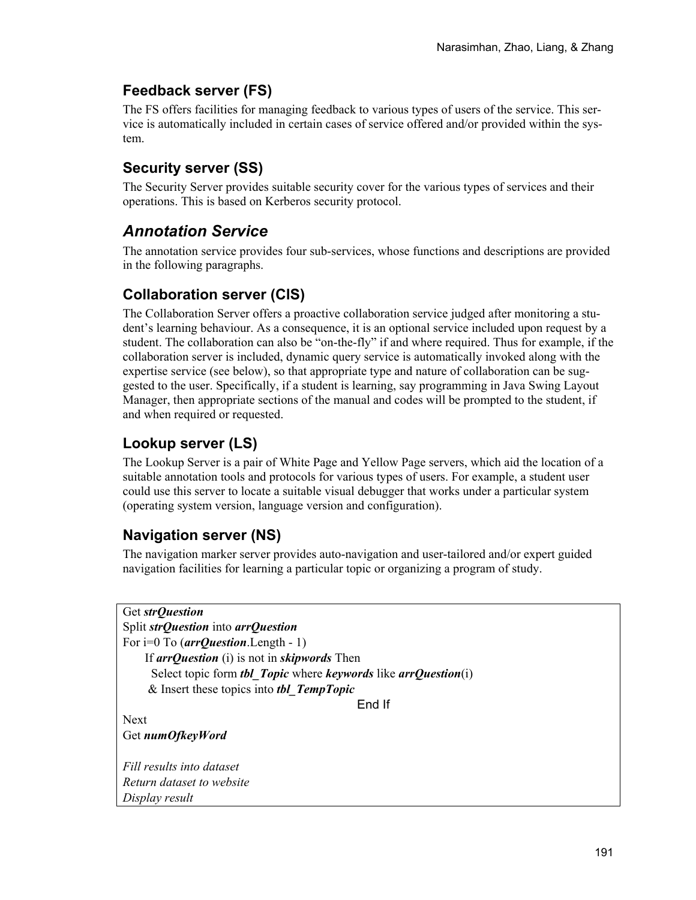### Feedback server (FS)

The FS offers facilities for managing feedback to various types of users of the service. This service is automatically included in certain cases of service offered and/or provided within the system.

### Security server (SS)

The Security Server provides suitable security cover for the various types of services and their operations. This is based on Kerberos security protocol.

## *Annotation Service*

The annotation service provides four sub-services, whose functions and descriptions are provided in the following paragraphs.

### Collaboration server (ClS)

The Collaboration Server offers a proactive collaboration service judged after monitoring a student's learning behaviour. As a consequence, it is an optional service included upon request by a student. The collaboration can also be "on-the-fly" if and where required. Thus for example, if the collaboration server is included, dynamic query service is automatically invoked along with the expertise service (see below), so that appropriate type and nature of collaboration can be suggested to the user. Specifically, if a student is learning, say programming in Java Swing Layout Manager, then appropriate sections of the manual and codes will be prompted to the student, if and when required or requested.

### Lookup server (LS)

The Lookup Server is a pair of White Page and Yellow Page servers, which aid the location of a suitable annotation tools and protocols for various types of users. For example, a student user could use this server to locate a suitable visual debugger that works under a particular system (operating system version, language version and configuration).

### Navigation server (NS)

The navigation marker server provides auto-navigation and user-tailored and/or expert guided navigation facilities for learning a particular topic or organizing a program of study.

```
Get strQuestion
Split strQuestion into arrQuestion
For i=0 To (arrQuestion.Length - 1)
      If arrQuestion (i) is not in skipwords Then
        Select topic form tbl_Topic where keywords like arrQuestion(i)
       & Insert these topics into tbl_TempTopic
                                                      End If
Next
Get numOfkeyWord

Fill results into dataset
Return dataset to website
Display result
```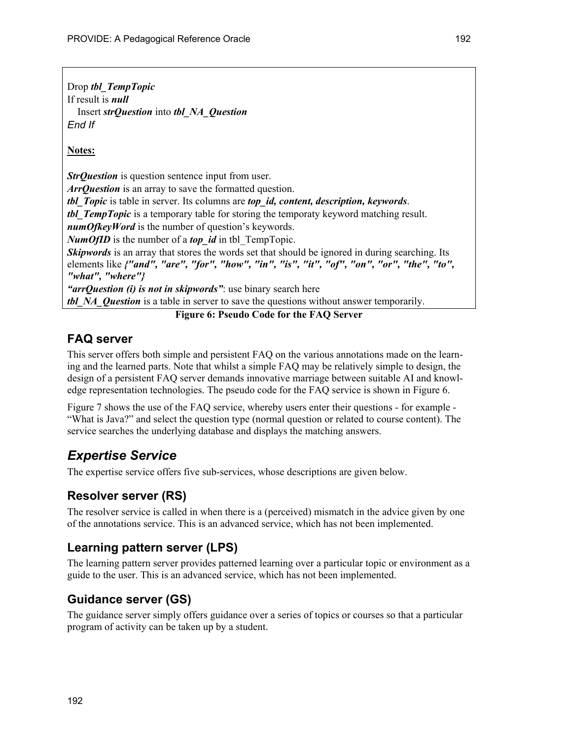Drop ***tbl_TempTopic***
If result is ***null***
  Insert ***strQuestion*** into ***tbl_NA_Question***
*End If*

**Notes:**

***StrQuestion*** is question sentence input from user.
***ArrQuestion*** is an array to save the formatted question.
***tbl_Topic*** is table in server. Its columns are ***top_id, content, description, keywords***.
***tbl_TempTopic*** is a temporary table for storing the temporaty keyword matching result.
***numOfkeyWord*** is the number of question's keywords.
***NumOfID*** is the number of a ***top_id*** in tbl_TempTopic.
***Skipwords*** is an array that stores the words set that should be ignored in during searching. Its elements like ***{"and", "are", "for", "how", "in", "is", "it", "of", "on", "or", "the", "to", "what", "where"}***
***"arrQuestion (i) is not in skipwords"***: use binary search here
***tbl_NA_Question*** is a table in server to save the questions without answer temporarily.

**Figure 6: Pseudo Code for the FAQ Server**

### FAQ server

This server offers both simple and persistent FAQ on the various annotations made on the learning and the learned parts. Note that whilst a simple FAQ may be relatively simple to design, the design of a persistent FAQ server demands innovative marriage between suitable AI and knowledge representation technologies. The pseudo code for the FAQ service is shown in Figure 6.

Figure 7 shows the use of the FAQ service, whereby users enter their questions - for example - "What is Java?" and select the question type (normal question or related to course content). The service searches the underlying database and displays the matching answers.

## *Expertise Service*

The expertise service offers five sub-services, whose descriptions are given below.

### Resolver server (RS)

The resolver service is called in when there is a (perceived) mismatch in the advice given by one of the annotations service. This is an advanced service, which has not been implemented.

### Learning pattern server (LPS)

The learning pattern server provides patterned learning over a particular topic or environment as a guide to the user. This is an advanced service, which has not been implemented.

### Guidance server (GS)

The guidance server simply offers guidance over a series of topics or courses so that a particular program of activity can be taken up by a student.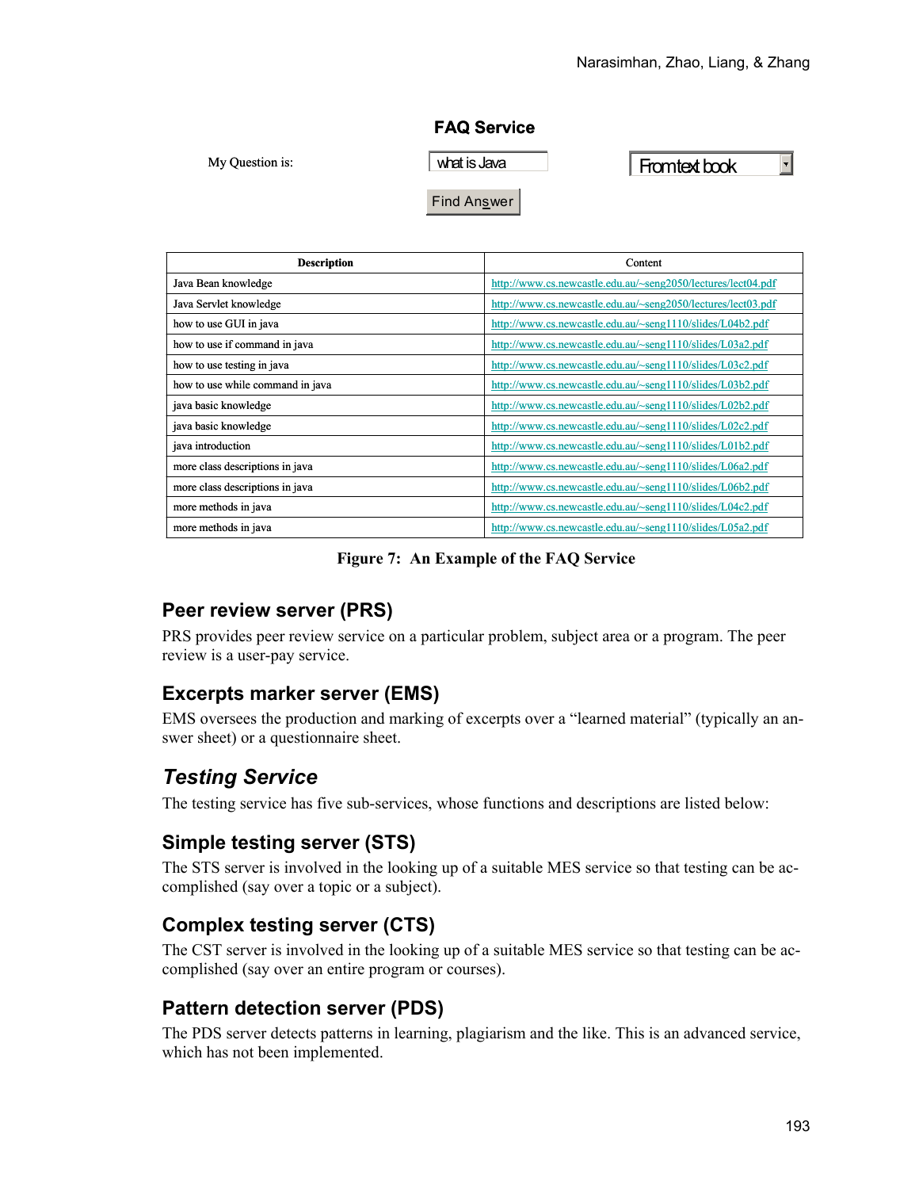**FAQ Service**

My Question is: what is Java | From text book

Find Answer

| Description | Content |
|---|---|
| Java Bean knowledge | http://www.cs.newcastle.edu.au/~seng2050/lectures/lect04.pdf |
| Java Servlet knowledge | http://www.cs.newcastle.edu.au/~seng2050/lectures/lect03.pdf |
| how to use GUI in java | http://www.cs.newcastle.edu.au/~seng1110/slides/L04b2.pdf |
| how to use if command in java | http://www.cs.newcastle.edu.au/~seng1110/slides/L03a2.pdf |
| how to use testing in java | http://www.cs.newcastle.edu.au/~seng1110/slides/L03c2.pdf |
| how to use while command in java | http://www.cs.newcastle.edu.au/~seng1110/slides/L03b2.pdf |
| java basic knowledge | http://www.cs.newcastle.edu.au/~seng1110/slides/L02b2.pdf |
| java basic knowledge | http://www.cs.newcastle.edu.au/~seng1110/slides/L02c2.pdf |
| java introduction | http://www.cs.newcastle.edu.au/~seng1110/slides/L01b2.pdf |
| more class descriptions in java | http://www.cs.newcastle.edu.au/~seng1110/slides/L06a2.pdf |
| more class descriptions in java | http://www.cs.newcastle.edu.au/~seng1110/slides/L06b2.pdf |
| more methods in java | http://www.cs.newcastle.edu.au/~seng1110/slides/L04c2.pdf |
| more methods in java | http://www.cs.newcastle.edu.au/~seng1110/slides/L05a2.pdf |

**Figure 7: An Example of the FAQ Service**

### Peer review server (PRS)

PRS provides peer review service on a particular problem, subject area or a program. The peer review is a user-pay service.

### Excerpts marker server (EMS)

EMS oversees the production and marking of excerpts over a "learned material" (typically an answer sheet) or a questionnaire sheet.

## *Testing Service*

The testing service has five sub-services, whose functions and descriptions are listed below:

### Simple testing server (STS)

The STS server is involved in the looking up of a suitable MES service so that testing can be accomplished (say over a topic or a subject).

### Complex testing server (CTS)

The CST server is involved in the looking up of a suitable MES service so that testing can be accomplished (say over an entire program or courses).

### Pattern detection server (PDS)

The PDS server detects patterns in learning, plagiarism and the like. This is an advanced service, which has not been implemented.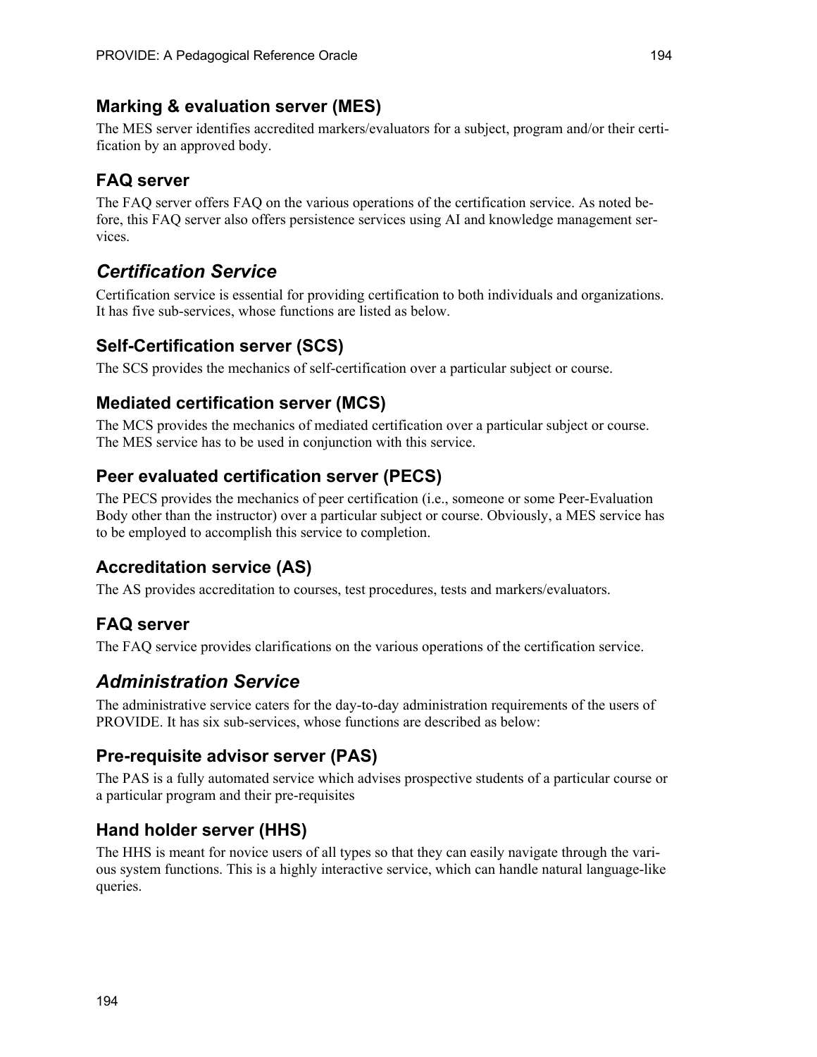### Marking & evaluation server (MES)

The MES server identifies accredited markers/evaluators for a subject, program and/or their certification by an approved body.

### FAQ server

The FAQ server offers FAQ on the various operations of the certification service. As noted before, this FAQ server also offers persistence services using AI and knowledge management services.

## *Certification Service*

Certification service is essential for providing certification to both individuals and organizations. It has five sub-services, whose functions are listed as below.

### Self-Certification server (SCS)

The SCS provides the mechanics of self-certification over a particular subject or course.

### Mediated certification server (MCS)

The MCS provides the mechanics of mediated certification over a particular subject or course. The MES service has to be used in conjunction with this service.

### Peer evaluated certification server (PECS)

The PECS provides the mechanics of peer certification (i.e., someone or some Peer-Evaluation Body other than the instructor) over a particular subject or course. Obviously, a MES service has to be employed to accomplish this service to completion.

### Accreditation service (AS)

The AS provides accreditation to courses, test procedures, tests and markers/evaluators.

### FAQ server

The FAQ service provides clarifications on the various operations of the certification service.

## *Administration Service*

The administrative service caters for the day-to-day administration requirements of the users of PROVIDE. It has six sub-services, whose functions are described as below:

### Pre-requisite advisor server (PAS)

The PAS is a fully automated service which advises prospective students of a particular course or a particular program and their pre-requisites

### Hand holder server (HHS)

The HHS is meant for novice users of all types so that they can easily navigate through the various system functions. This is a highly interactive service, which can handle natural language-like queries.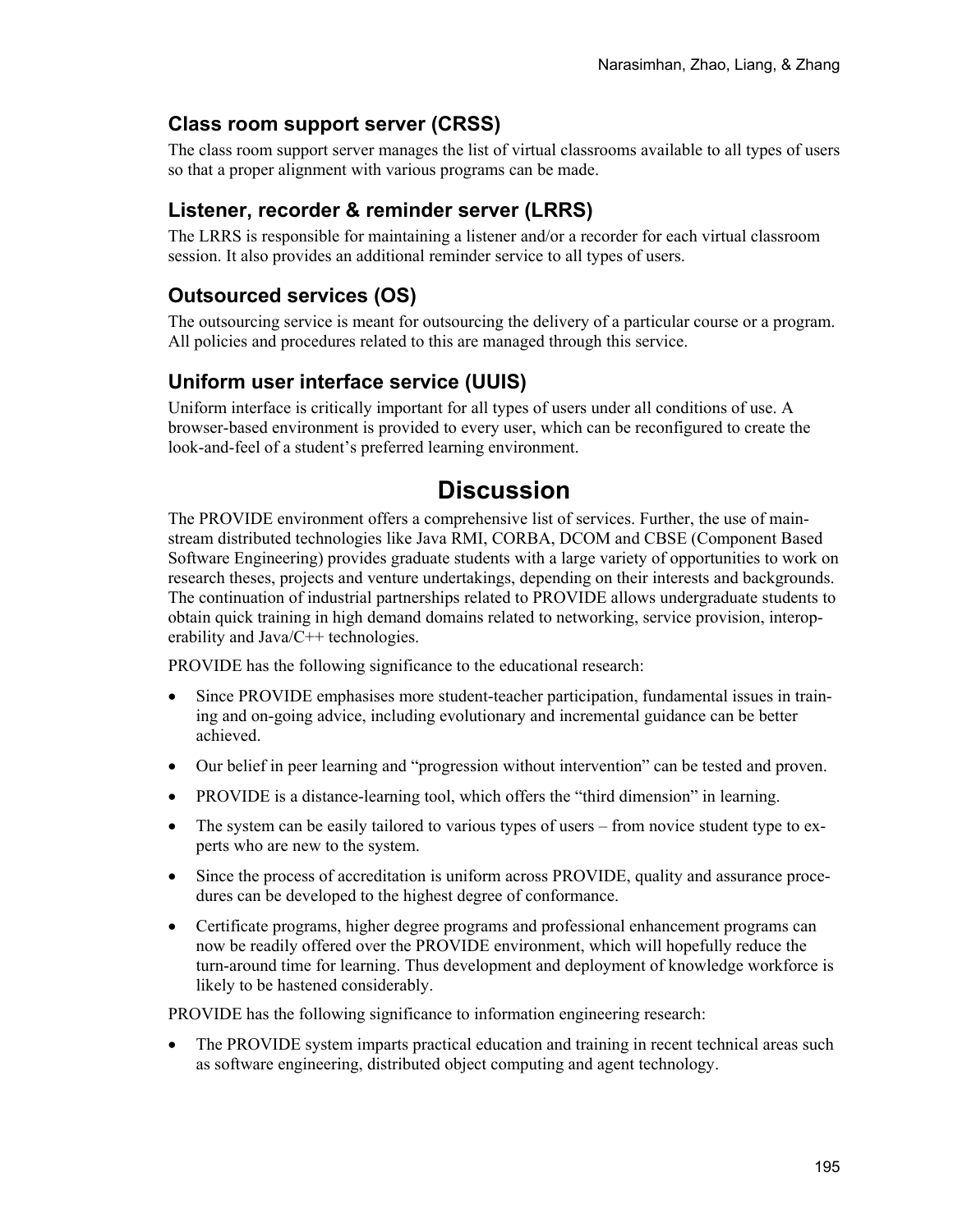### Class room support server (CRSS)

The class room support server manages the list of virtual classrooms available to all types of users so that a proper alignment with various programs can be made.

### Listener, recorder & reminder server (LRRS)

The LRRS is responsible for maintaining a listener and/or a recorder for each virtual classroom session. It also provides an additional reminder service to all types of users.

### Outsourced services (OS)

The outsourcing service is meant for outsourcing the delivery of a particular course or a program. All policies and procedures related to this are managed through this service.

### Uniform user interface service (UUIS)

Uniform interface is critically important for all types of users under all conditions of use. A browser-based environment is provided to every user, which can be reconfigured to create the look-and-feel of a student's preferred learning environment.

## Discussion

The PROVIDE environment offers a comprehensive list of services. Further, the use of mainstream distributed technologies like Java RMI, CORBA, DCOM and CBSE (Component Based Software Engineering) provides graduate students with a large variety of opportunities to work on research theses, projects and venture undertakings, depending on their interests and backgrounds. The continuation of industrial partnerships related to PROVIDE allows undergraduate students to obtain quick training in high demand domains related to networking, service provision, interoperability and Java/C++ technologies.

PROVIDE has the following significance to the educational research:

- Since PROVIDE emphasises more student-teacher participation, fundamental issues in training and on-going advice, including evolutionary and incremental guidance can be better achieved.
- Our belief in peer learning and "progression without intervention" can be tested and proven.
- PROVIDE is a distance-learning tool, which offers the "third dimension" in learning.
- The system can be easily tailored to various types of users – from novice student type to experts who are new to the system.
- Since the process of accreditation is uniform across PROVIDE, quality and assurance procedures can be developed to the highest degree of conformance.
- Certificate programs, higher degree programs and professional enhancement programs can now be readily offered over the PROVIDE environment, which will hopefully reduce the turn-around time for learning. Thus development and deployment of knowledge workforce is likely to be hastened considerably.

PROVIDE has the following significance to information engineering research:

- The PROVIDE system imparts practical education and training in recent technical areas such as software engineering, distributed object computing and agent technology.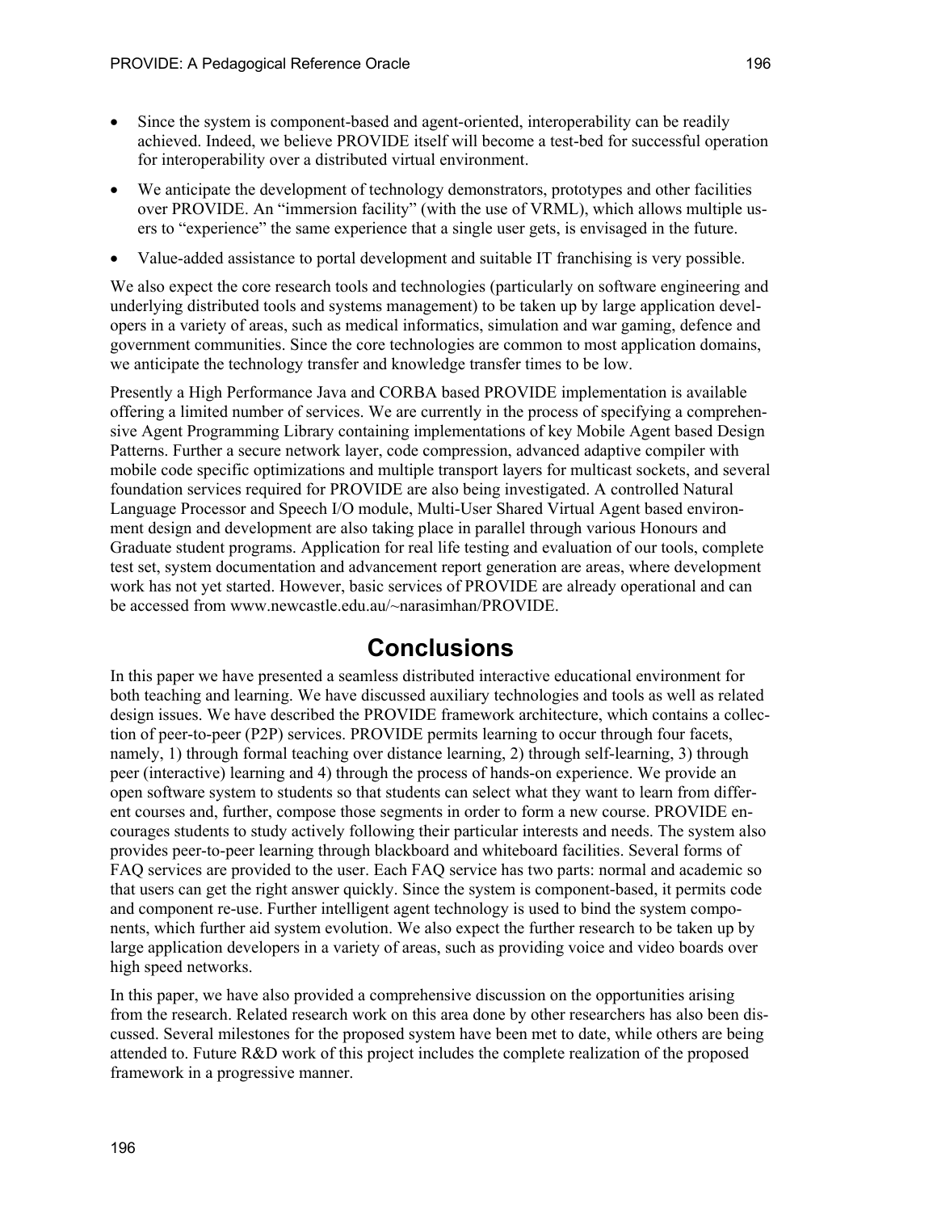- Since the system is component-based and agent-oriented, interoperability can be readily achieved. Indeed, we believe PROVIDE itself will become a test-bed for successful operation for interoperability over a distributed virtual environment.
- We anticipate the development of technology demonstrators, prototypes and other facilities over PROVIDE. An "immersion facility" (with the use of VRML), which allows multiple users to "experience" the same experience that a single user gets, is envisaged in the future.
- Value-added assistance to portal development and suitable IT franchising is very possible.

We also expect the core research tools and technologies (particularly on software engineering and underlying distributed tools and systems management) to be taken up by large application developers in a variety of areas, such as medical informatics, simulation and war gaming, defence and government communities. Since the core technologies are common to most application domains, we anticipate the technology transfer and knowledge transfer times to be low.

Presently a High Performance Java and CORBA based PROVIDE implementation is available offering a limited number of services. We are currently in the process of specifying a comprehensive Agent Programming Library containing implementations of key Mobile Agent based Design Patterns. Further a secure network layer, code compression, advanced adaptive compiler with mobile code specific optimizations and multiple transport layers for multicast sockets, and several foundation services required for PROVIDE are also being investigated. A controlled Natural Language Processor and Speech I/O module, Multi-User Shared Virtual Agent based environment design and development are also taking place in parallel through various Honours and Graduate student programs. Application for real life testing and evaluation of our tools, complete test set, system documentation and advancement report generation are areas, where development work has not yet started. However, basic services of PROVIDE are already operational and can be accessed from www.newcastle.edu.au/~narasimhan/PROVIDE.

# Conclusions

In this paper we have presented a seamless distributed interactive educational environment for both teaching and learning. We have discussed auxiliary technologies and tools as well as related design issues. We have described the PROVIDE framework architecture, which contains a collection of peer-to-peer (P2P) services. PROVIDE permits learning to occur through four facets, namely, 1) through formal teaching over distance learning, 2) through self-learning, 3) through peer (interactive) learning and 4) through the process of hands-on experience. We provide an open software system to students so that students can select what they want to learn from different courses and, further, compose those segments in order to form a new course. PROVIDE encourages students to study actively following their particular interests and needs. The system also provides peer-to-peer learning through blackboard and whiteboard facilities. Several forms of FAQ services are provided to the user. Each FAQ service has two parts: normal and academic so that users can get the right answer quickly. Since the system is component-based, it permits code and component re-use. Further intelligent agent technology is used to bind the system components, which further aid system evolution. We also expect the further research to be taken up by large application developers in a variety of areas, such as providing voice and video boards over high speed networks.

In this paper, we have also provided a comprehensive discussion on the opportunities arising from the research. Related research work on this area done by other researchers has also been discussed. Several milestones for the proposed system have been met to date, while others are being attended to. Future R&D work of this project includes the complete realization of the proposed framework in a progressive manner.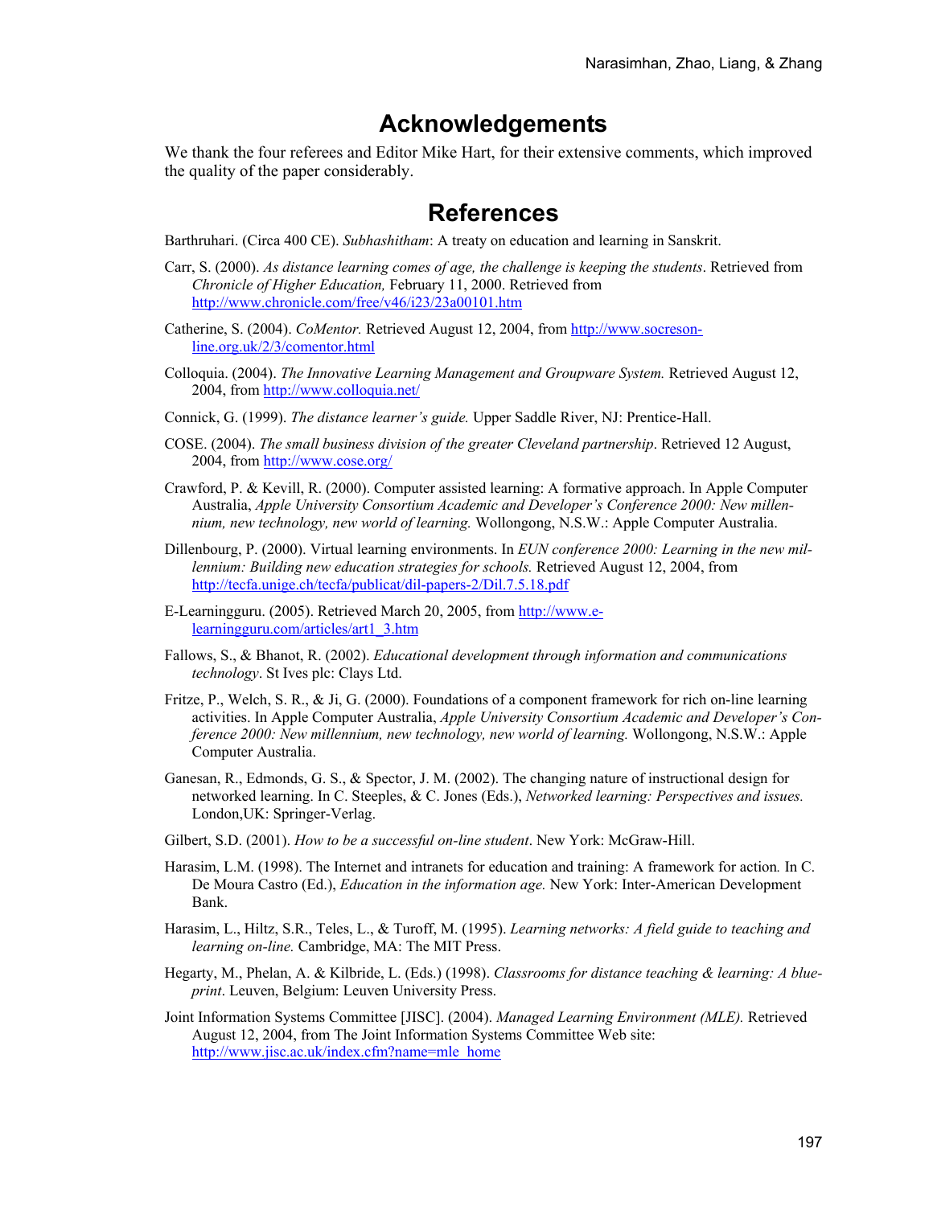## Acknowledgements

We thank the four referees and Editor Mike Hart, for their extensive comments, which improved the quality of the paper considerably.

## References

Barthruhari. (Circa 400 CE). *Subhashitham*: A treaty on education and learning in Sanskrit.

Carr, S. (2000). *As distance learning comes of age, the challenge is keeping the students*. Retrieved from *Chronicle of Higher Education,* February 11, 2000. Retrieved from http://www.chronicle.com/free/v46/i23/23a00101.htm

Catherine, S. (2004). *CoMentor.* Retrieved August 12, 2004, from http://www.socreson-line.org.uk/2/3/comentor.html

Colloquia. (2004). *The Innovative Learning Management and Groupware System.* Retrieved August 12, 2004, from http://www.colloquia.net/

Connick, G. (1999). *The distance learner's guide.* Upper Saddle River, NJ: Prentice-Hall.

COSE. (2004). *The small business division of the greater Cleveland partnership*. Retrieved 12 August, 2004, from http://www.cose.org/

Crawford, P. & Kevill, R. (2000). Computer assisted learning: A formative approach. In Apple Computer Australia, *Apple University Consortium Academic and Developer's Conference 2000: New millennium, new technology, new world of learning.* Wollongong, N.S.W.: Apple Computer Australia.

Dillenbourg, P. (2000). Virtual learning environments. In *EUN conference 2000: Learning in the new millennium: Building new education strategies for schools.* Retrieved August 12, 2004, from http://tecfa.unige.ch/tecfa/publicat/dil-papers-2/Dil.7.5.18.pdf

E-Learningguru. (2005). Retrieved March 20, 2005, from http://www.e-learningguru.com/articles/art1_3.htm

Fallows, S., & Bhanot, R. (2002). *Educational development through information and communications technology*. St Ives plc: Clays Ltd.

Fritze, P., Welch, S. R., & Ji, G. (2000). Foundations of a component framework for rich on-line learning activities. In Apple Computer Australia, *Apple University Consortium Academic and Developer's Conference 2000: New millennium, new technology, new world of learning.* Wollongong, N.S.W.: Apple Computer Australia.

Ganesan, R., Edmonds, G. S., & Spector, J. M. (2002). The changing nature of instructional design for networked learning. In C. Steeples, & C. Jones (Eds.), *Networked learning: Perspectives and issues.* London,UK: Springer-Verlag.

Gilbert, S.D. (2001). *How to be a successful on-line student*. New York: McGraw-Hill.

Harasim, L.M. (1998). The Internet and intranets for education and training: A framework for action*.* In C. De Moura Castro (Ed.), *Education in the information age.* New York: Inter-American Development Bank.

Harasim, L., Hiltz, S.R., Teles, L., & Turoff, M. (1995). *Learning networks: A field guide to teaching and learning on-line.* Cambridge, MA: The MIT Press.

Hegarty, M., Phelan, A. & Kilbride, L. (Eds.) (1998). *Classrooms for distance teaching & learning: A blueprint*. Leuven, Belgium: Leuven University Press.

Joint Information Systems Committee [JISC]. (2004). *Managed Learning Environment (MLE).* Retrieved August 12, 2004, from The Joint Information Systems Committee Web site: http://www.jisc.ac.uk/index.cfm?name=mle_home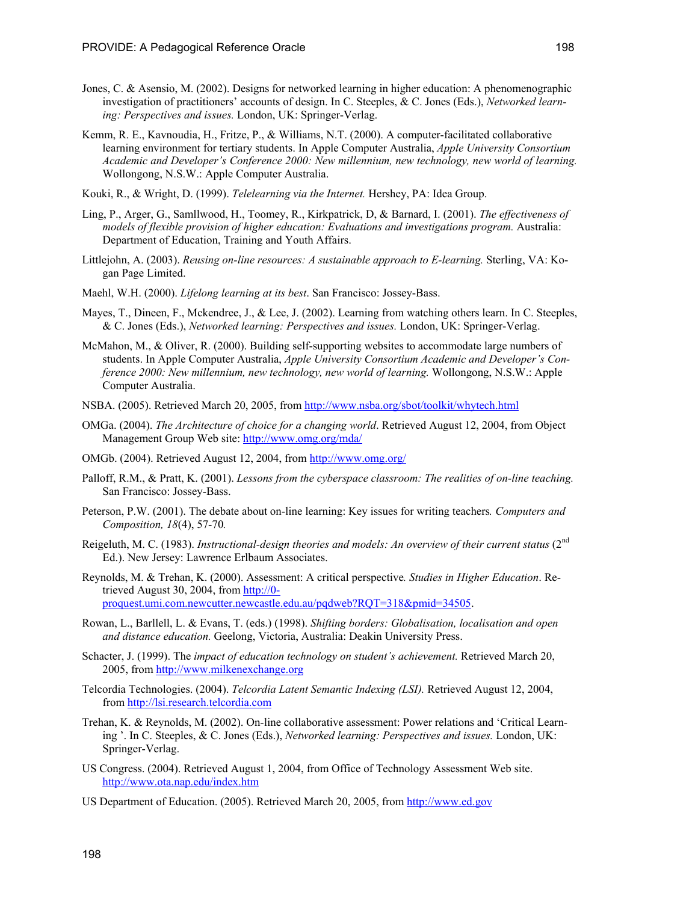Jones, C. & Asensio, M. (2002). Designs for networked learning in higher education: A phenomenographic investigation of practitioners' accounts of design. In C. Steeples, & C. Jones (Eds.), *Networked learning: Perspectives and issues.* London, UK: Springer-Verlag.

Kemm, R. E., Kavnoudia, H., Fritze, P., & Williams, N.T. (2000). A computer-facilitated collaborative learning environment for tertiary students. In Apple Computer Australia, *Apple University Consortium Academic and Developer's Conference 2000: New millennium, new technology, new world of learning.* Wollongong, N.S.W.: Apple Computer Australia.

Kouki, R., & Wright, D. (1999). *Telelearning via the Internet.* Hershey, PA: Idea Group.

Ling, P., Arger, G., Samllwood, H., Toomey, R., Kirkpatrick, D, & Barnard, I. (2001). *The effectiveness of models of flexible provision of higher education: Evaluations and investigations program.* Australia: Department of Education, Training and Youth Affairs.

Littlejohn, A. (2003). *Reusing on-line resources: A sustainable approach to E-learning.* Sterling, VA: Kogan Page Limited.

Maehl, W.H. (2000). *Lifelong learning at its best*. San Francisco: Jossey-Bass.

Mayes, T., Dineen, F., Mckendree, J., & Lee, J. (2002). Learning from watching others learn. In C. Steeples, & C. Jones (Eds.), *Networked learning: Perspectives and issues.* London, UK: Springer-Verlag.

McMahon, M., & Oliver, R. (2000). Building self-supporting websites to accommodate large numbers of students. In Apple Computer Australia, *Apple University Consortium Academic and Developer's Conference 2000: New millennium, new technology, new world of learning.* Wollongong, N.S.W.: Apple Computer Australia.

NSBA. (2005). Retrieved March 20, 2005, from http://www.nsba.org/sbot/toolkit/whytech.html

OMGa. (2004). *The Architecture of choice for a changing world*. Retrieved August 12, 2004, from Object Management Group Web site: http://www.omg.org/mda/

OMGb. (2004). Retrieved August 12, 2004, from http://www.omg.org/

Palloff, R.M., & Pratt, K. (2001). *Lessons from the cyberspace classroom: The realities of on-line teaching.* San Francisco: Jossey-Bass.

Peterson, P.W. (2001). The debate about on-line learning: Key issues for writing teachers*. Computers and Composition, 18*(4), 57-70*.*

Reigeluth, M. C. (1983). *Instructional-design theories and models: An overview of their current status* (2nd Ed.). New Jersey: Lawrence Erlbaum Associates.

Reynolds, M. & Trehan, K. (2000). Assessment: A critical perspective*. Studies in Higher Education*. Retrieved August 30, 2004, from http://0-proquest.umi.com.newcutter.newcastle.edu.au/pqdweb?RQT=318&pmid=34505.

Rowan, L., Barllell, L. & Evans, T. (eds.) (1998). *Shifting borders: Globalisation, localisation and open and distance education.* Geelong, Victoria, Australia: Deakin University Press.

Schacter, J. (1999). The *impact of education technology on student's achievement.* Retrieved March 20, 2005, from http://www.milkenexchange.org

Telcordia Technologies. (2004). *Telcordia Latent Semantic Indexing (LSI).* Retrieved August 12, 2004, from http://lsi.research.telcordia.com

Trehan, K. & Reynolds, M. (2002). On-line collaborative assessment: Power relations and 'Critical Learning '. In C. Steeples, & C. Jones (Eds.), *Networked learning: Perspectives and issues.* London, UK: Springer-Verlag.

US Congress. (2004). Retrieved August 1, 2004, from Office of Technology Assessment Web site. http://www.ota.nap.edu/index.htm

US Department of Education. (2005). Retrieved March 20, 2005, from http://www.ed.gov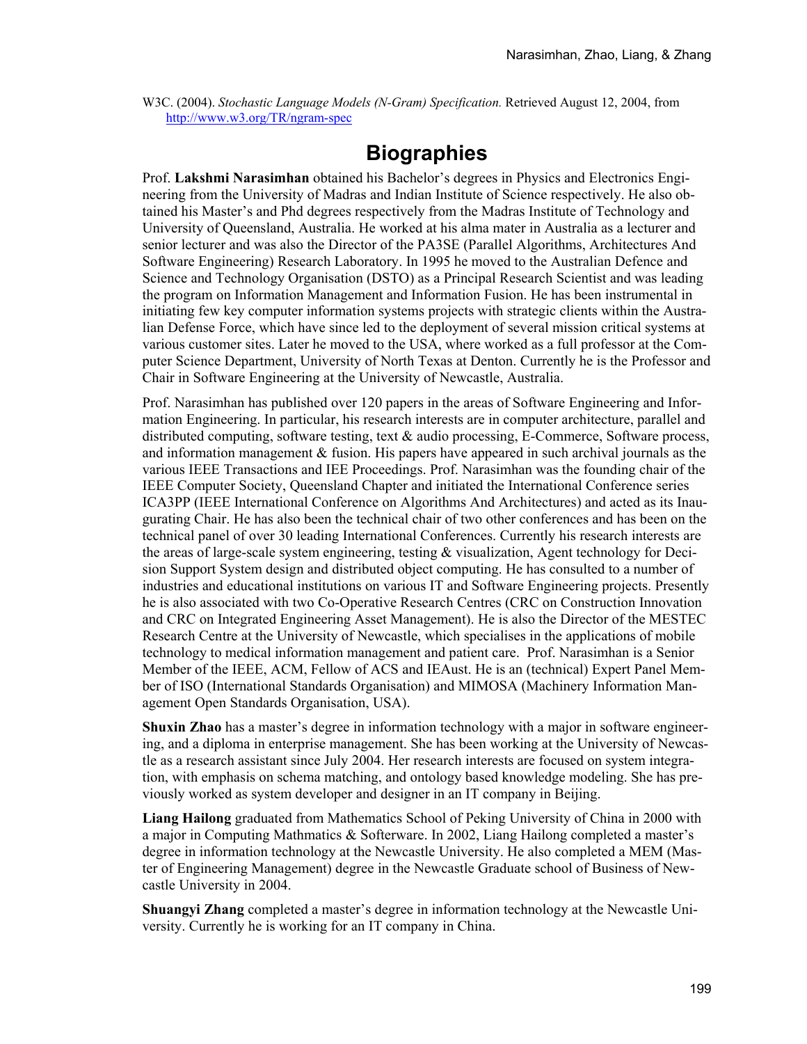W3C. (2004). *Stochastic Language Models (N-Gram) Specification.* Retrieved August 12, 2004, from http://www.w3.org/TR/ngram-spec

# Biographies

Prof. **Lakshmi Narasimhan** obtained his Bachelor's degrees in Physics and Electronics Engineering from the University of Madras and Indian Institute of Science respectively. He also obtained his Master's and Phd degrees respectively from the Madras Institute of Technology and University of Queensland, Australia. He worked at his alma mater in Australia as a lecturer and senior lecturer and was also the Director of the PA3SE (Parallel Algorithms, Architectures And Software Engineering) Research Laboratory. In 1995 he moved to the Australian Defence and Science and Technology Organisation (DSTO) as a Principal Research Scientist and was leading the program on Information Management and Information Fusion. He has been instrumental in initiating few key computer information systems projects with strategic clients within the Australian Defense Force, which have since led to the deployment of several mission critical systems at various customer sites. Later he moved to the USA, where worked as a full professor at the Computer Science Department, University of North Texas at Denton. Currently he is the Professor and Chair in Software Engineering at the University of Newcastle, Australia.

Prof. Narasimhan has published over 120 papers in the areas of Software Engineering and Information Engineering. In particular, his research interests are in computer architecture, parallel and distributed computing, software testing, text & audio processing, E-Commerce, Software process, and information management & fusion. His papers have appeared in such archival journals as the various IEEE Transactions and IEE Proceedings. Prof. Narasimhan was the founding chair of the IEEE Computer Society, Queensland Chapter and initiated the International Conference series ICA3PP (IEEE International Conference on Algorithms And Architectures) and acted as its Inaugurating Chair. He has also been the technical chair of two other conferences and has been on the technical panel of over 30 leading International Conferences. Currently his research interests are the areas of large-scale system engineering, testing & visualization, Agent technology for Decision Support System design and distributed object computing. He has consulted to a number of industries and educational institutions on various IT and Software Engineering projects. Presently he is also associated with two Co-Operative Research Centres (CRC on Construction Innovation and CRC on Integrated Engineering Asset Management). He is also the Director of the MESTEC Research Centre at the University of Newcastle, which specialises in the applications of mobile technology to medical information management and patient care. Prof. Narasimhan is a Senior Member of the IEEE, ACM, Fellow of ACS and IEAust. He is an (technical) Expert Panel Member of ISO (International Standards Organisation) and MIMOSA (Machinery Information Management Open Standards Organisation, USA).

**Shuxin Zhao** has a master's degree in information technology with a major in software engineering, and a diploma in enterprise management. She has been working at the University of Newcastle as a research assistant since July 2004. Her research interests are focused on system integration, with emphasis on schema matching, and ontology based knowledge modeling. She has previously worked as system developer and designer in an IT company in Beijing.

**Liang Hailong** graduated from Mathematics School of Peking University of China in 2000 with a major in Computing Mathmatics & Softerware. In 2002, Liang Hailong completed a master's degree in information technology at the Newcastle University. He also completed a MEM (Master of Engineering Management) degree in the Newcastle Graduate school of Business of Newcastle University in 2004.

**Shuangyi Zhang** completed a master's degree in information technology at the Newcastle University. Currently he is working for an IT company in China.